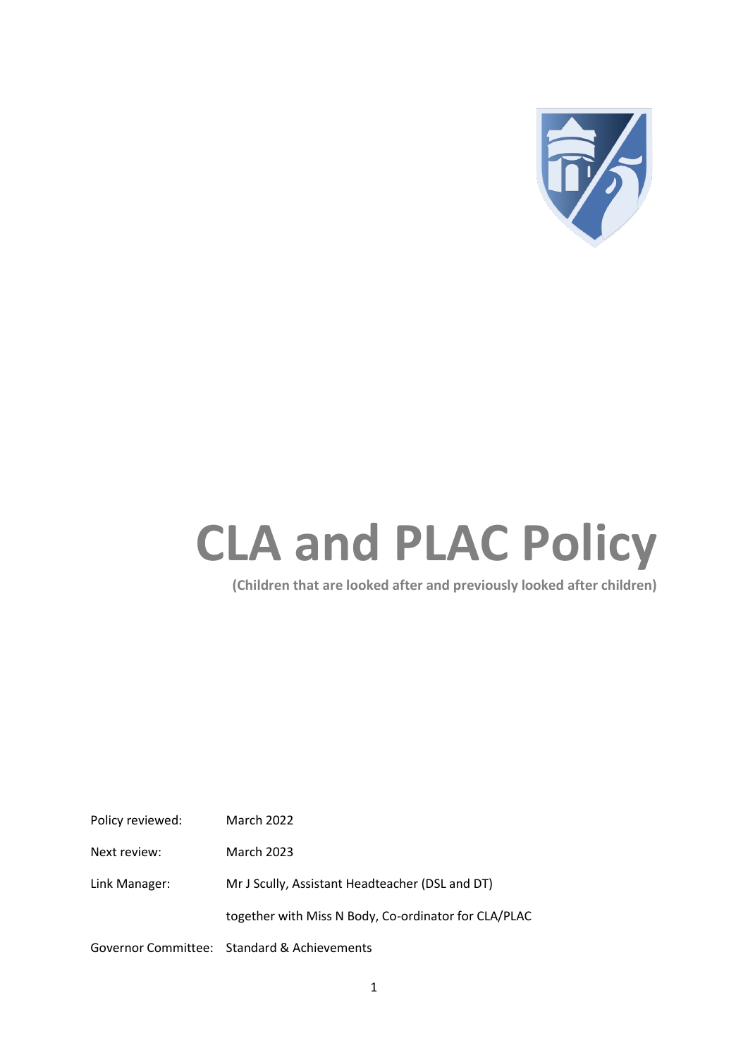# CLA and PLAC Policy

**(Children that are looked after and previously looked after children)**

| | |
|---|---|
| Policy reviewed: | March 2022 |
| Next review: | March 2023 |
| Link Manager: | Mr J Scully, Assistant Headteacher (DSL and DT) |
| | together with Miss N Body, Co-ordinator for CLA/PLAC |
| Governor Committee: | Standard & Achievements |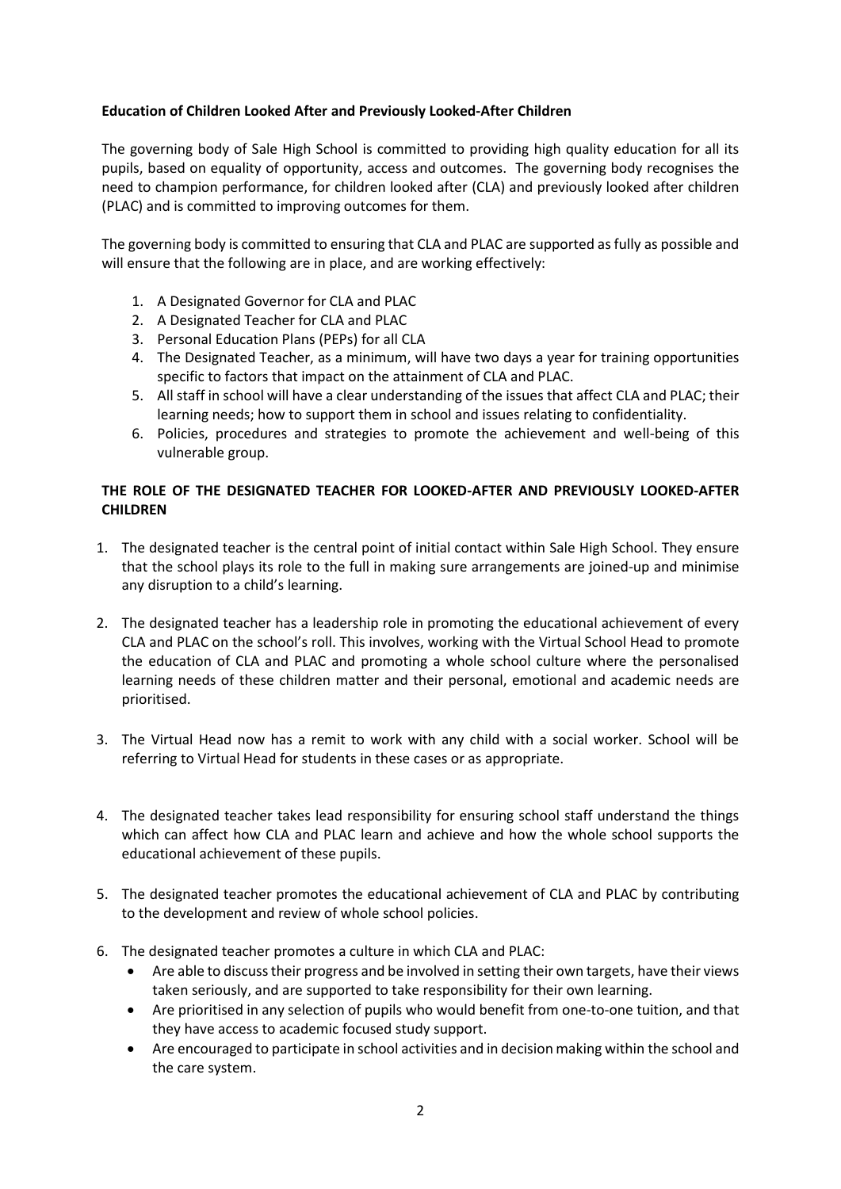**Education of Children Looked After and Previously Looked-After Children**

The governing body of Sale High School is committed to providing high quality education for all its pupils, based on equality of opportunity, access and outcomes. The governing body recognises the need to champion performance, for children looked after (CLA) and previously looked after children (PLAC) and is committed to improving outcomes for them.

The governing body is committed to ensuring that CLA and PLAC are supported as fully as possible and will ensure that the following are in place, and are working effectively:

1. A Designated Governor for CLA and PLAC
2. A Designated Teacher for CLA and PLAC
3. Personal Education Plans (PEPs) for all CLA
4. The Designated Teacher, as a minimum, will have two days a year for training opportunities specific to factors that impact on the attainment of CLA and PLAC.
5. All staff in school will have a clear understanding of the issues that affect CLA and PLAC; their learning needs; how to support them in school and issues relating to confidentiality.
6. Policies, procedures and strategies to promote the achievement and well-being of this vulnerable group.

**THE ROLE OF THE DESIGNATED TEACHER FOR LOOKED-AFTER AND PREVIOUSLY LOOKED-AFTER CHILDREN**

1. The designated teacher is the central point of initial contact within Sale High School. They ensure that the school plays its role to the full in making sure arrangements are joined-up and minimise any disruption to a child's learning.

2. The designated teacher has a leadership role in promoting the educational achievement of every CLA and PLAC on the school's roll. This involves, working with the Virtual School Head to promote the education of CLA and PLAC and promoting a whole school culture where the personalised learning needs of these children matter and their personal, emotional and academic needs are prioritised.

3. The Virtual Head now has a remit to work with any child with a social worker. School will be referring to Virtual Head for students in these cases or as appropriate.

4. The designated teacher takes lead responsibility for ensuring school staff understand the things which can affect how CLA and PLAC learn and achieve and how the whole school supports the educational achievement of these pupils.

5. The designated teacher promotes the educational achievement of CLA and PLAC by contributing to the development and review of whole school policies.

6. The designated teacher promotes a culture in which CLA and PLAC:
   - Are able to discuss their progress and be involved in setting their own targets, have their views taken seriously, and are supported to take responsibility for their own learning.
   - Are prioritised in any selection of pupils who would benefit from one-to-one tuition, and that they have access to academic focused study support.
   - Are encouraged to participate in school activities and in decision making within the school and the care system.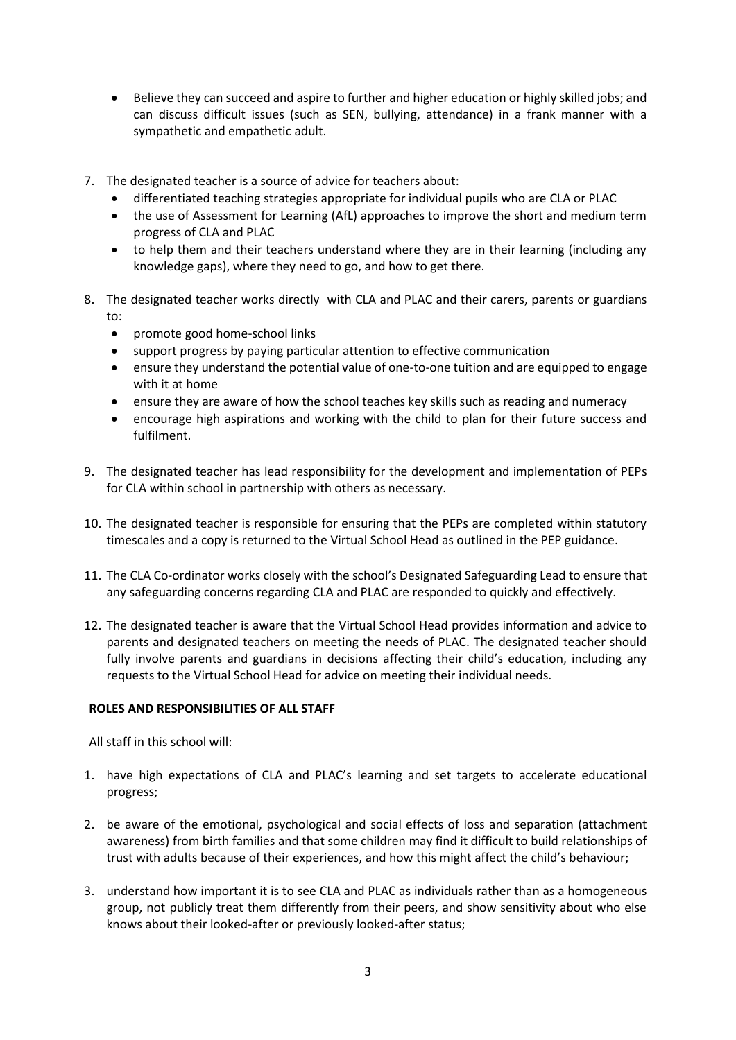- Believe they can succeed and aspire to further and higher education or highly skilled jobs; and can discuss difficult issues (such as SEN, bullying, attendance) in a frank manner with a sympathetic and empathetic adult.

7. The designated teacher is a source of advice for teachers about:
   - differentiated teaching strategies appropriate for individual pupils who are CLA or PLAC
   - the use of Assessment for Learning (AfL) approaches to improve the short and medium term progress of CLA and PLAC
   - to help them and their teachers understand where they are in their learning (including any knowledge gaps), where they need to go, and how to get there.

8. The designated teacher works directly with CLA and PLAC and their carers, parents or guardians to:
   - promote good home-school links
   - support progress by paying particular attention to effective communication
   - ensure they understand the potential value of one-to-one tuition and are equipped to engage with it at home
   - ensure they are aware of how the school teaches key skills such as reading and numeracy
   - encourage high aspirations and working with the child to plan for their future success and fulfilment.

9. The designated teacher has lead responsibility for the development and implementation of PEPs for CLA within school in partnership with others as necessary.

10. The designated teacher is responsible for ensuring that the PEPs are completed within statutory timescales and a copy is returned to the Virtual School Head as outlined in the PEP guidance.

11. The CLA Co-ordinator works closely with the school's Designated Safeguarding Lead to ensure that any safeguarding concerns regarding CLA and PLAC are responded to quickly and effectively.

12. The designated teacher is aware that the Virtual School Head provides information and advice to parents and designated teachers on meeting the needs of PLAC. The designated teacher should fully involve parents and guardians in decisions affecting their child's education, including any requests to the Virtual School Head for advice on meeting their individual needs.

**ROLES AND RESPONSIBILITIES OF ALL STAFF**

All staff in this school will:

1. have high expectations of CLA and PLAC's learning and set targets to accelerate educational progress;

2. be aware of the emotional, psychological and social effects of loss and separation (attachment awareness) from birth families and that some children may find it difficult to build relationships of trust with adults because of their experiences, and how this might affect the child's behaviour;

3. understand how important it is to see CLA and PLAC as individuals rather than as a homogeneous group, not publicly treat them differently from their peers, and show sensitivity about who else knows about their looked-after or previously looked-after status;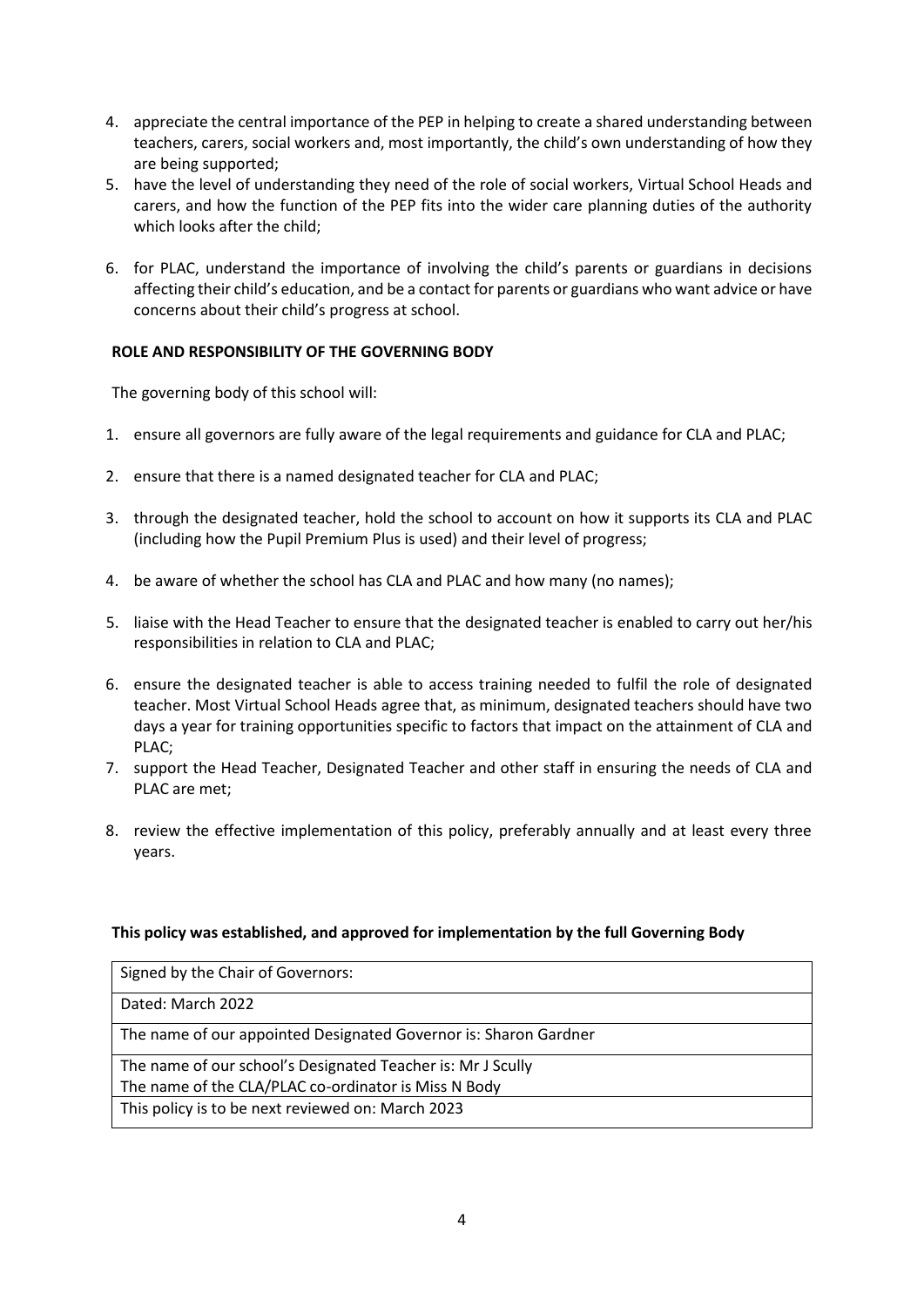4. appreciate the central importance of the PEP in helping to create a shared understanding between teachers, carers, social workers and, most importantly, the child's own understanding of how they are being supported;
5. have the level of understanding they need of the role of social workers, Virtual School Heads and carers, and how the function of the PEP fits into the wider care planning duties of the authority which looks after the child;
6. for PLAC, understand the importance of involving the child's parents or guardians in decisions affecting their child's education, and be a contact for parents or guardians who want advice or have concerns about their child's progress at school.

**ROLE AND RESPONSIBILITY OF THE GOVERNING BODY**

The governing body of this school will:

1. ensure all governors are fully aware of the legal requirements and guidance for CLA and PLAC;
2. ensure that there is a named designated teacher for CLA and PLAC;
3. through the designated teacher, hold the school to account on how it supports its CLA and PLAC (including how the Pupil Premium Plus is used) and their level of progress;
4. be aware of whether the school has CLA and PLAC and how many (no names);
5. liaise with the Head Teacher to ensure that the designated teacher is enabled to carry out her/his responsibilities in relation to CLA and PLAC;
6. ensure the designated teacher is able to access training needed to fulfil the role of designated teacher. Most Virtual School Heads agree that, as minimum, designated teachers should have two days a year for training opportunities specific to factors that impact on the attainment of CLA and PLAC;
7. support the Head Teacher, Designated Teacher and other staff in ensuring the needs of CLA and PLAC are met;
8. review the effective implementation of this policy, preferably annually and at least every three years.

**This policy was established, and approved for implementation by the full Governing Body**

| |
|---|
| Signed by the Chair of Governors: |
| Dated: March 2022 |
| The name of our appointed Designated Governor is: Sharon Gardner |
| The name of our school's Designated Teacher is: Mr J Scully<br>The name of the CLA/PLAC co-ordinator is Miss N Body |
| This policy is to be next reviewed on: March 2023 |